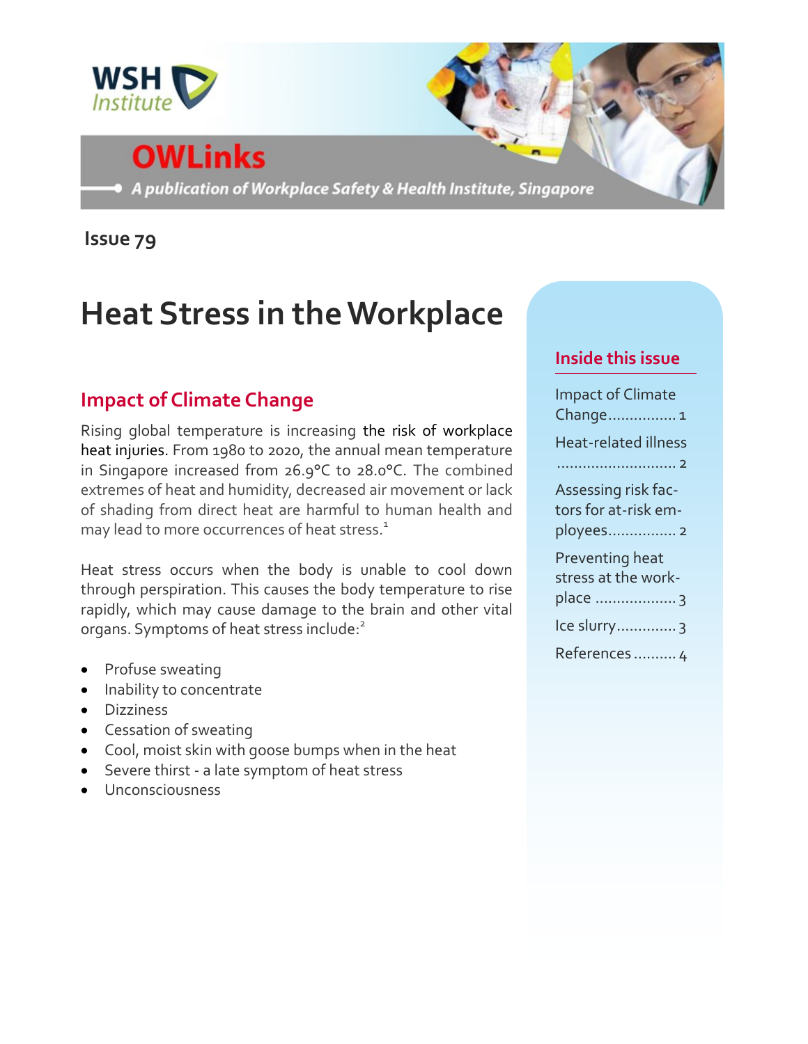WSH Institute

# OWLinks

*A publication of Workplace Safety & Health Institute, Singapore*

**Issue 79**

# Heat Stress in the Workplace

## Impact of Climate Change

Rising global temperature is increasing the risk of workplace heat injuries. From 1980 to 2020, the annual mean temperature in Singapore increased from 26.9°C to 28.0°C. The combined extremes of heat and humidity, decreased air movement or lack of shading from direct heat are harmful to human health and may lead to more occurrences of heat stress.[1]

Heat stress occurs when the body is unable to cool down through perspiration. This causes the body temperature to rise rapidly, which may cause damage to the brain and other vital organs. Symptoms of heat stress include:[2]

- Profuse sweating
- Inability to concentrate
- Dizziness
- Cessation of sweating
- Cool, moist skin with goose bumps when in the heat
- Severe thirst - a late symptom of heat stress
- Unconsciousness

**Inside this issue**

- Impact of Climate Change ................ 1
- Heat-related illness ........................... 2
- Assessing risk factors for at-risk employees ................ 2
- Preventing heat stress at the workplace .................. 3
- Ice slurry ............. 3
- References .......... 4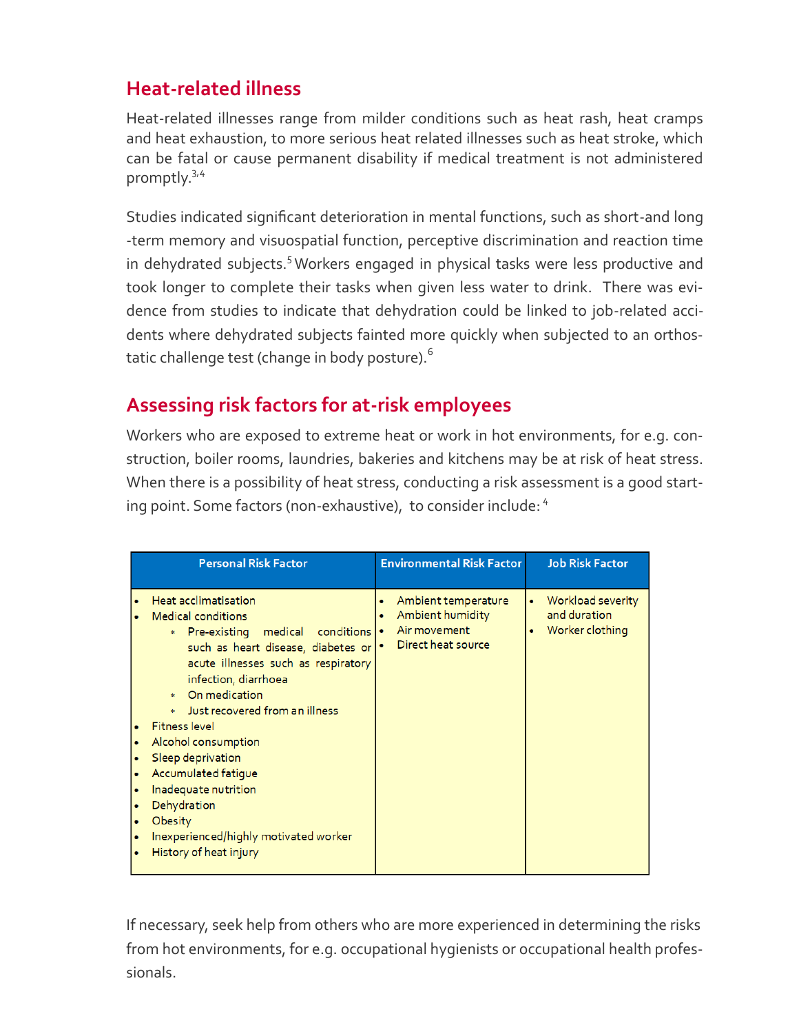## Heat-related illness

Heat-related illnesses range from milder conditions such as heat rash, heat cramps and heat exhaustion, to more serious heat related illnesses such as heat stroke, which can be fatal or cause permanent disability if medical treatment is not administered promptly.[3,4]

Studies indicated significant deterioration in mental functions, such as short-and long -term memory and visuospatial function, perceptive discrimination and reaction time in dehydrated subjects.[5] Workers engaged in physical tasks were less productive and took longer to complete their tasks when given less water to drink. There was evidence from studies to indicate that dehydration could be linked to job-related accidents where dehydrated subjects fainted more quickly when subjected to an orthostatic challenge test (change in body posture).[6]

## Assessing risk factors for at-risk employees

Workers who are exposed to extreme heat or work in hot environments, for e.g. construction, boiler rooms, laundries, bakeries and kitchens may be at risk of heat stress. When there is a possibility of heat stress, conducting a risk assessment is a good starting point. Some factors (non-exhaustive), to consider include: [4]

| Personal Risk Factor | Environmental Risk Factor | Job Risk Factor |
|---|---|---|
| • Heat acclimatisation<br>• Medical conditions<br>&nbsp;&nbsp;* Pre-existing medical conditions such as heart disease, diabetes or acute illnesses such as respiratory infection, diarrhoea<br>&nbsp;&nbsp;* On medication<br>&nbsp;&nbsp;* Just recovered from an illness<br>• Fitness level<br>• Alcohol consumption<br>• Sleep deprivation<br>• Accumulated fatigue<br>• Inadequate nutrition<br>• Dehydration<br>• Obesity<br>• Inexperienced/highly motivated worker<br>• History of heat injury | • Ambient temperature<br>• Ambient humidity<br>• Air movement<br>• Direct heat source | • Workload severity and duration<br>• Worker clothing |

If necessary, seek help from others who are more experienced in determining the risks from hot environments, for e.g. occupational hygienists or occupational health professionals.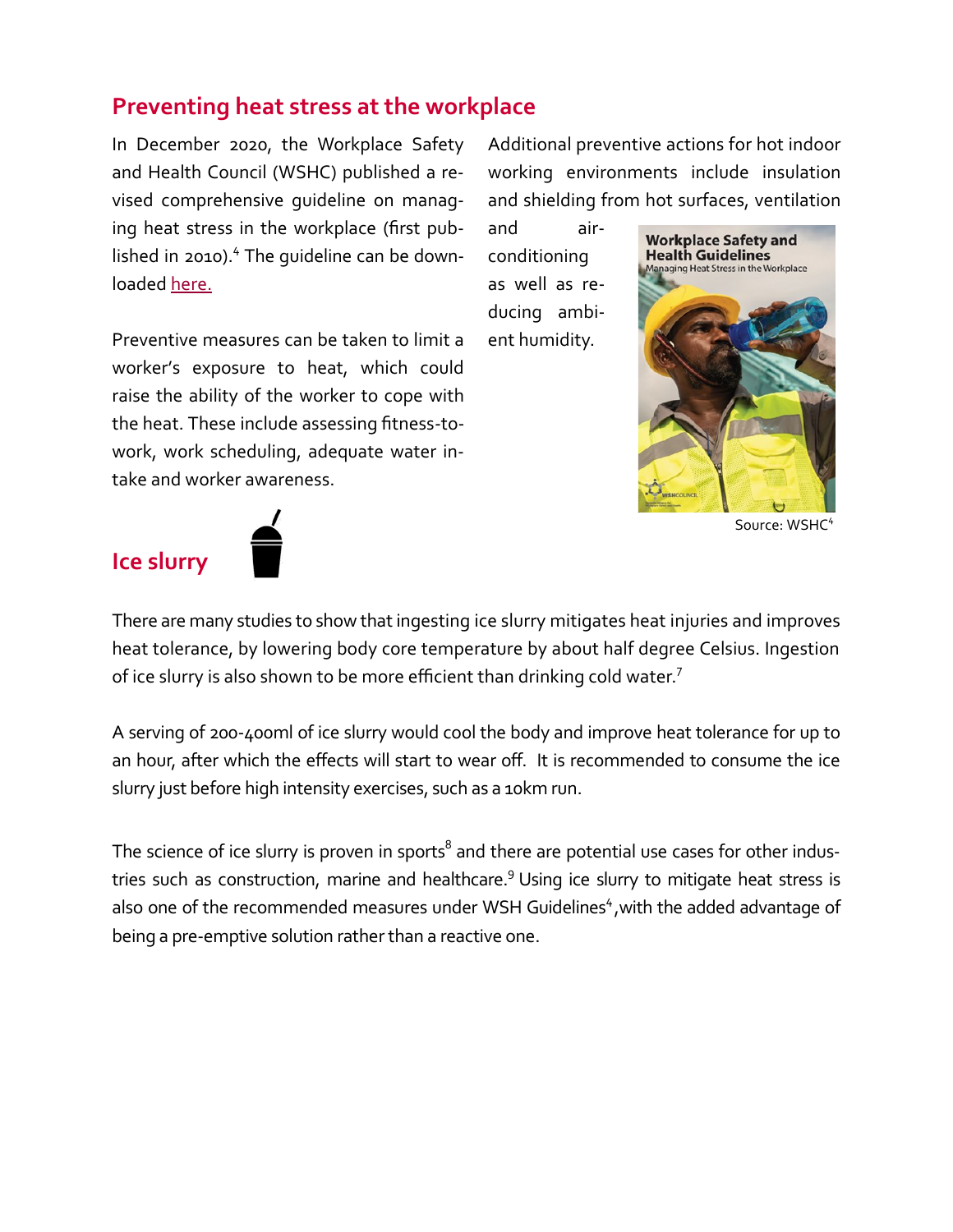## Preventing heat stress at the workplace

In December 2020, the Workplace Safety and Health Council (WSHC) published a revised comprehensive guideline on managing heat stress in the workplace (first published in 2010).[4] The guideline can be downloaded here.

Preventive measures can be taken to limit a worker's exposure to heat, which could raise the ability of the worker to cope with the heat. These include assessing fitness-to-work, work scheduling, adequate water intake and worker awareness.

Additional preventive actions for hot indoor working environments include insulation and shielding from hot surfaces, ventilation and air-conditioning as well as reducing ambient humidity.

Source: WSHC[4]

## Ice slurry

There are many studies to show that ingesting ice slurry mitigates heat injuries and improves heat tolerance, by lowering body core temperature by about half degree Celsius. Ingestion of ice slurry is also shown to be more efficient than drinking cold water.[7]

A serving of 200-400ml of ice slurry would cool the body and improve heat tolerance for up to an hour, after which the effects will start to wear off. It is recommended to consume the ice slurry just before high intensity exercises, such as a 10km run.

The science of ice slurry is proven in sports[8] and there are potential use cases for other industries such as construction, marine and healthcare.[9] Using ice slurry to mitigate heat stress is also one of the recommended measures under WSH Guidelines[4], with the added advantage of being a pre-emptive solution rather than a reactive one.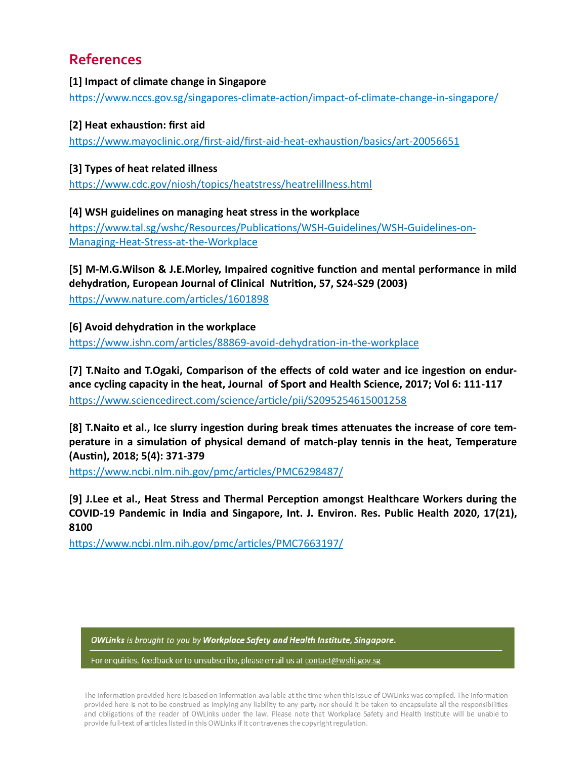## References

**[1] Impact of climate change in Singapore**

https://www.nccs.gov.sg/singapores-climate-action/impact-of-climate-change-in-singapore/

**[2] Heat exhaustion: first aid**

https://www.mayoclinic.org/first-aid/first-aid-heat-exhaustion/basics/art-20056651

**[3] Types of heat related illness**

https://www.cdc.gov/niosh/topics/heatstress/heatrelillness.html

**[4] WSH guidelines on managing heat stress in the workplace**

https://www.tal.sg/wshc/Resources/Publications/WSH-Guidelines/WSH-Guidelines-on-Managing-Heat-Stress-at-the-Workplace

**[5] M-M.G.Wilson & J.E.Morley, Impaired cognitive function and mental performance in mild dehydration, European Journal of Clinical Nutrition, 57, S24-S29 (2003)**

https://www.nature.com/articles/1601898

**[6] Avoid dehydration in the workplace**

https://www.ishn.com/articles/88869-avoid-dehydration-in-the-workplace

**[7] T.Naito and T.Ogaki, Comparison of the effects of cold water and ice ingestion on endurance cycling capacity in the heat, Journal of Sport and Health Science, 2017; Vol 6: 111-117**

https://www.sciencedirect.com/science/article/pii/S2095254615001258

**[8] T.Naito et al., Ice slurry ingestion during break times attenuates the increase of core temperature in a simulation of physical demand of match-play tennis in the heat, Temperature (Austin), 2018; 5(4): 371-379**

https://www.ncbi.nlm.nih.gov/pmc/articles/PMC6298487/

**[9] J.Lee et al., Heat Stress and Thermal Perception amongst Healthcare Workers during the COVID-19 Pandemic in India and Singapore, Int. J. Environ. Res. Public Health 2020, 17(21), 8100**

https://www.ncbi.nlm.nih.gov/pmc/articles/PMC7663197/

***OWLinks** is brought to you by **Workplace Safety and Health Institute, Singapore.***

For enquiries, feedback or to unsubscribe, please email us at contact@wshi.gov.sg

The information provided here is based on information available at the time when this issue of OWLinks was compiled. The information provided here is not to be construed as implying any liability to any party nor should it be taken to encapsulate all the responsibilities and obligations of the reader of OWLinks under the law. Please note that Workplace Safety and Health Institute will be unable to provide full-text of articles listed in this OWLinks if it contravenes the copyright regulation.